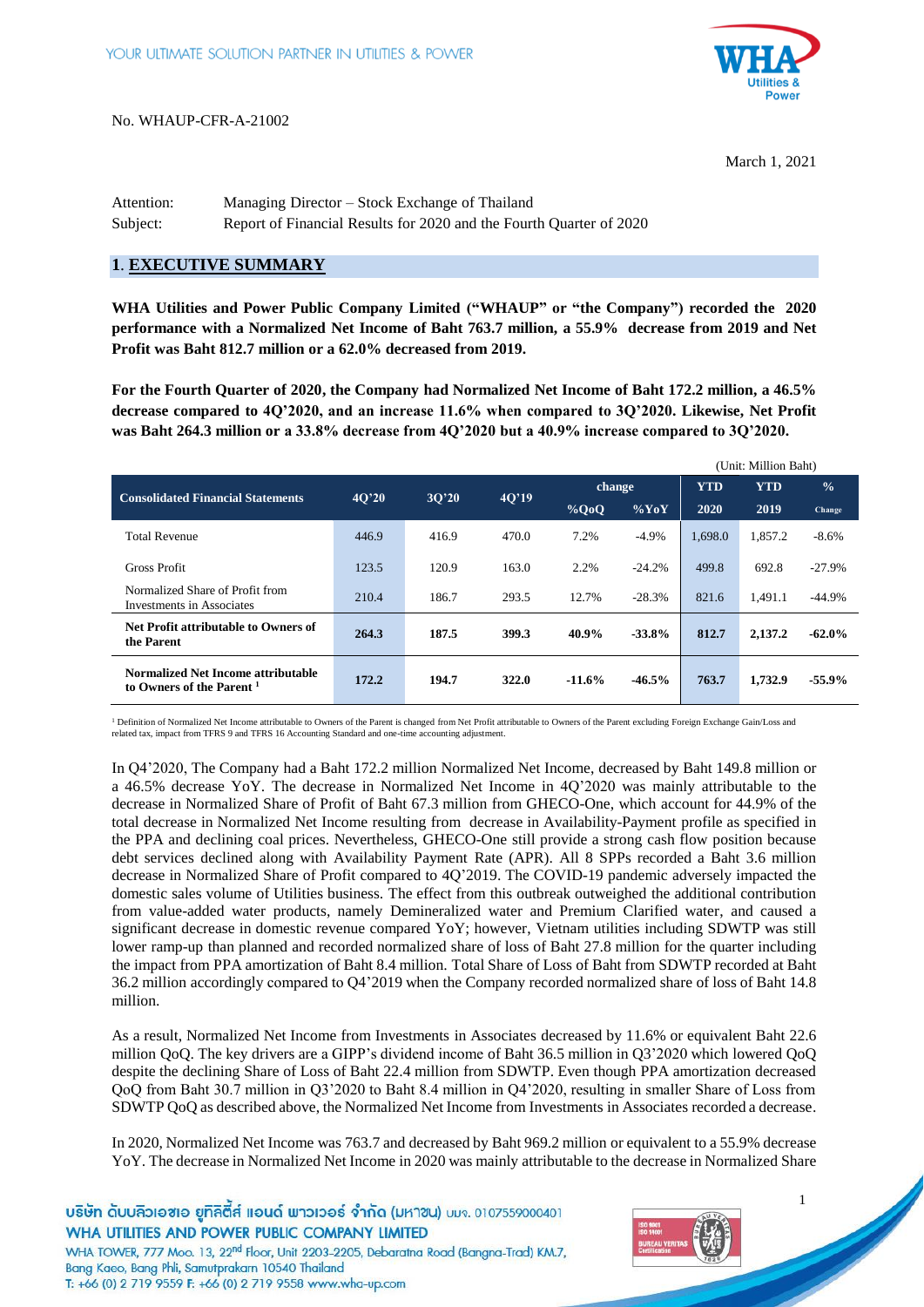No. WHAUP-CFR-A-21002

March 1, 2021

Attention: Managing Director – Stock Exchange of Thailand

Subject: Report of Financial Results for 2020 and the Fourth Quarter of 2020

## 1. EXECUTIVE SUMMARY

**WHA Utilities and Power Public Company Limited ("WHAUP" or "the Company") recorded the 2020 performance with a Normalized Net Income of Baht 763.7 million, a 55.9% decrease from 2019 and Net Profit was Baht 812.7 million or a 62.0% decreased from 2019.**

**For the Fourth Quarter of 2020, the Company had Normalized Net Income of Baht 172.2 million, a 46.5% decrease compared to 4Q'2020, and an increase 11.6% when compared to 3Q'2020. Likewise, Net Profit was Baht 264.3 million or a 33.8% decrease from 4Q'2020 but a 40.9% increase compared to 3Q'2020.**

(Unit: Million Baht)

| Consolidated Financial Statements | 4Q'20 | 3Q'20 | 4Q'19 | change | | YTD | YTD | % |
|---|---|---|---|---|---|---|---|---|
| | | | | %QoQ | %YoY | 2020 | 2019 | Change |
| Total Revenue | 446.9 | 416.9 | 470.0 | 7.2% | -4.9% | 1,698.0 | 1,857.2 | -8.6% |
| Gross Profit | 123.5 | 120.9 | 163.0 | 2.2% | -24.2% | 499.8 | 692.8 | -27.9% |
| Normalized Share of Profit from Investments in Associates | 210.4 | 186.7 | 293.5 | 12.7% | -28.3% | 821.6 | 1,491.1 | -44.9% |
| **Net Profit attributable to Owners of the Parent** | **264.3** | **187.5** | **399.3** | **40.9%** | **-33.8%** | **812.7** | **2,137.2** | **-62.0%** |
| **Normalized Net Income attributable to Owners of the Parent [1]** | **172.2** | **194.7** | **322.0** | **-11.6%** | **-46.5%** | **763.7** | **1,732.9** | **-55.9%** |

[1] Definition of Normalized Net Income attributable to Owners of the Parent is changed from Net Profit attributable to Owners of the Parent excluding Foreign Exchange Gain/Loss and related tax, impact from TFRS 9 and TFRS 16 Accounting Standard and one-time accounting adjustment.

In Q4'2020, The Company had a Baht 172.2 million Normalized Net Income, decreased by Baht 149.8 million or a 46.5% decrease YoY. The decrease in Normalized Net Income in 4Q'2020 was mainly attributable to the decrease in Normalized Share of Profit of Baht 67.3 million from GHECO-One, which account for 44.9% of the total decrease in Normalized Net Income resulting from decrease in Availability-Payment profile as specified in the PPA and declining coal prices. Nevertheless, GHECO-One still provide a strong cash flow position because debt services declined along with Availability Payment Rate (APR). All 8 SPPs recorded a Baht 3.6 million decrease in Normalized Share of Profit compared to 4Q'2019. The COVID-19 pandemic adversely impacted the domestic sales volume of Utilities business. The effect from this outbreak outweighed the additional contribution from value-added water products, namely Demineralized water and Premium Clarified water, and caused a significant decrease in domestic revenue compared YoY; however, Vietnam utilities including SDWTP was still lower ramp-up than planned and recorded normalized share of loss of Baht 27.8 million for the quarter including the impact from PPA amortization of Baht 8.4 million. Total Share of Loss of Baht from SDWTP recorded at Baht 36.2 million accordingly compared to Q4'2019 when the Company recorded normalized share of loss of Baht 14.8 million.

As a result, Normalized Net Income from Investments in Associates decreased by 11.6% or equivalent Baht 22.6 million QoQ. The key drivers are a GIPP's dividend income of Baht 36.5 million in Q3'2020 which lowered QoQ despite the declining Share of Loss of Baht 22.4 million from SDWTP. Even though PPA amortization decreased QoQ from Baht 30.7 million in Q3'2020 to Baht 8.4 million in Q4'2020, resulting in smaller Share of Loss from SDWTP QoQ as described above, the Normalized Net Income from Investments in Associates recorded a decrease.

In 2020, Normalized Net Income was 763.7 and decreased by Baht 969.2 million or equivalent to a 55.9% decrease YoY. The decrease in Normalized Net Income in 2020 was mainly attributable to the decrease in Normalized Share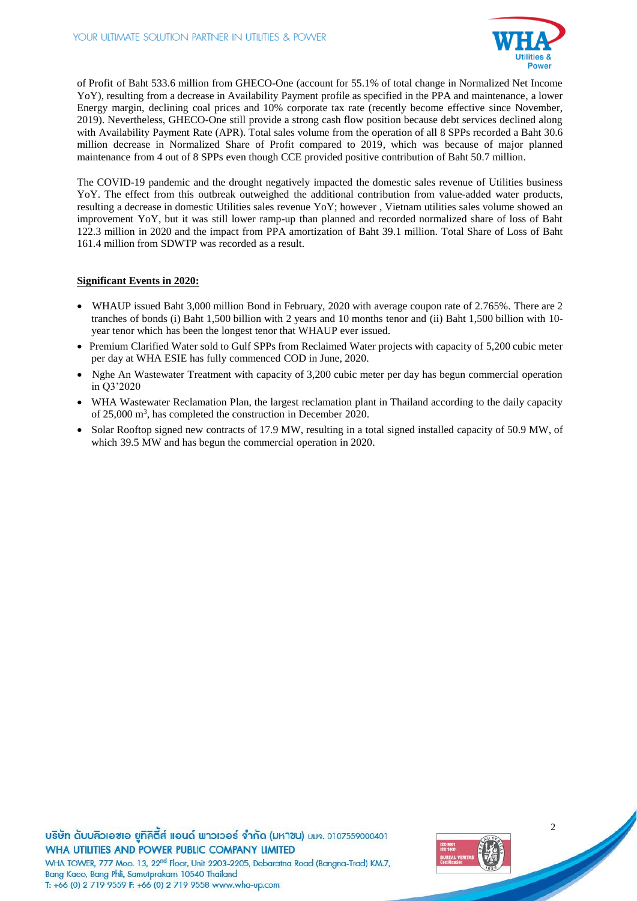of Profit of Baht 533.6 million from GHECO-One (account for 55.1% of total change in Normalized Net Income YoY), resulting from a decrease in Availability Payment profile as specified in the PPA and maintenance, a lower Energy margin, declining coal prices and 10% corporate tax rate (recently become effective since November, 2019). Nevertheless, GHECO-One still provide a strong cash flow position because debt services declined along with Availability Payment Rate (APR). Total sales volume from the operation of all 8 SPPs recorded a Baht 30.6 million decrease in Normalized Share of Profit compared to 2019, which was because of major planned maintenance from 4 out of 8 SPPs even though CCE provided positive contribution of Baht 50.7 million.

The COVID-19 pandemic and the drought negatively impacted the domestic sales revenue of Utilities business YoY. The effect from this outbreak outweighed the additional contribution from value-added water products, resulting a decrease in domestic Utilities sales revenue YoY; however , Vietnam utilities sales volume showed an improvement YoY, but it was still lower ramp-up than planned and recorded normalized share of loss of Baht 122.3 million in 2020 and the impact from PPA amortization of Baht 39.1 million. Total Share of Loss of Baht 161.4 million from SDWTP was recorded as a result.

**Significant Events in 2020:**

- WHAUP issued Baht 3,000 million Bond in February, 2020 with average coupon rate of 2.765%. There are 2 tranches of bonds (i) Baht 1,500 billion with 2 years and 10 months tenor and (ii) Baht 1,500 billion with 10-year tenor which has been the longest tenor that WHAUP ever issued.
- Premium Clarified Water sold to Gulf SPPs from Reclaimed Water projects with capacity of 5,200 cubic meter per day at WHA ESIE has fully commenced COD in June, 2020.
- Nghe An Wastewater Treatment with capacity of 3,200 cubic meter per day has begun commercial operation in Q3'2020
- WHA Wastewater Reclamation Plan, the largest reclamation plant in Thailand according to the daily capacity of 25,000 $m^3$, has completed the construction in December 2020.
- Solar Rooftop signed new contracts of 17.9 MW, resulting in a total signed installed capacity of 50.9 MW, of which 39.5 MW and has begun the commercial operation in 2020.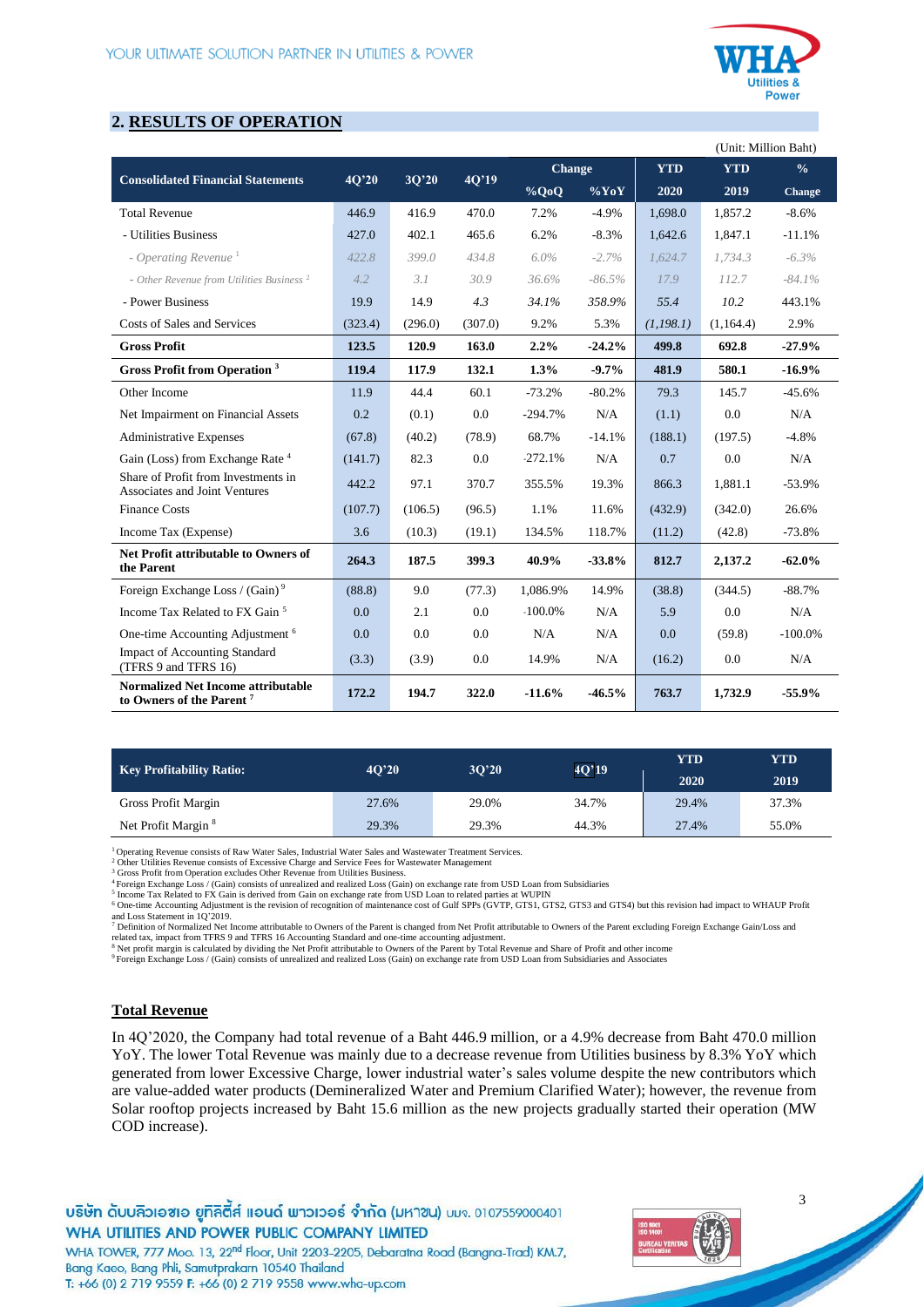## 2. RESULTS OF OPERATION

(Unit: Million Baht)

| Consolidated Financial Statements | 4Q'20 | 3Q'20 | 4Q'19 | Change | | YTD | YTD | % |
|---|---|---|---|---|---|---|---|---|
| | | | | %QoQ | %YoY | 2020 | 2019 | Change |
| Total Revenue | 446.9 | 416.9 | 470.0 | 7.2% | -4.9% | 1,698.0 | 1,857.2 | -8.6% |
| - Utilities Business | 427.0 | 402.1 | 465.6 | 6.2% | -8.3% | 1,642.6 | 1,847.1 | -11.1% |
| *- Operating Revenue [1]* | *422.8* | *399.0* | *434.8* | *6.0%* | *-2.7%* | *1,624.7* | *1,734.3* | *-6.3%* |
| *- Other Revenue from Utilities Business [2]* | *4.2* | *3.1* | *30.9* | *36.6%* | *-86.5%* | *17.9* | *112.7* | *-84.1%* |
| - Power Business | 19.9 | 14.9 | 4.3 | 34.1% | 358.9% | 55.4 | 10.2 | 443.1% |
| Costs of Sales and Services | (323.4) | (296.0) | (307.0) | 9.2% | 5.3% | (1,198.1) | (1,164.4) | 2.9% |
| **Gross Profit** | **123.5** | **120.9** | **163.0** | **2.2%** | **-24.2%** | **499.8** | **692.8** | **-27.9%** |
| **Gross Profit from Operation [3]** | **119.4** | **117.9** | **132.1** | **1.3%** | **-9.7%** | **481.9** | **580.1** | **-16.9%** |
| Other Income | 11.9 | 44.4 | 60.1 | -73.2% | -80.2% | 79.3 | 145.7 | -45.6% |
| Net Impairment on Financial Assets | 0.2 | (0.1) | 0.0 | -294.7% | N/A | (1.1) | 0.0 | N/A |
| Administrative Expenses | (67.8) | (40.2) | (78.9) | 68.7% | -14.1% | (188.1) | (197.5) | -4.8% |
| Gain (Loss) from Exchange Rate [4] | (141.7) | 82.3 | 0.0 | -272.1% | N/A | 0.7 | 0.0 | N/A |
| Share of Profit from Investments in Associates and Joint Ventures | 442.2 | 97.1 | 370.7 | 355.5% | 19.3% | 866.3 | 1,881.1 | -53.9% |
| Finance Costs | (107.7) | (106.5) | (96.5) | 1.1% | 11.6% | (432.9) | (342.0) | 26.6% |
| Income Tax (Expense) | 3.6 | (10.3) | (19.1) | 134.5% | 118.7% | (11.2) | (42.8) | -73.8% |
| **Net Profit attributable to Owners of the Parent** | **264.3** | **187.5** | **399.3** | **40.9%** | **-33.8%** | **812.7** | **2,137.2** | **-62.0%** |
| Foreign Exchange Loss / (Gain) [9] | (88.8) | 9.0 | (77.3) | 1,086.9% | 14.9% | (38.8) | (344.5) | -88.7% |
| Income Tax Related to FX Gain [5] | 0.0 | 2.1 | 0.0 | -100.0% | N/A | 5.9 | 0.0 | N/A |
| One-time Accounting Adjustment [6] | 0.0 | 0.0 | 0.0 | N/A | N/A | 0.0 | (59.8) | -100.0% |
| Impact of Accounting Standard (TFRS 9 and TFRS 16) | (3.3) | (3.9) | 0.0 | 14.9% | N/A | (16.2) | 0.0 | N/A |
| **Normalized Net Income attributable to Owners of the Parent [7]** | **172.2** | **194.7** | **322.0** | **-11.6%** | **-46.5%** | **763.7** | **1,732.9** | **-55.9%** |

| Key Profitability Ratio: | 4Q'20 | 3Q'20 | 4Q'19 | YTD 2020 | YTD 2019 |
|---|---|---|---|---|---|
| Gross Profit Margin | 27.6% | 29.0% | 34.7% | 29.4% | 37.3% |
| Net Profit Margin [8] | 29.3% | 29.3% | 44.3% | 27.4% | 55.0% |

[1] Operating Revenue consists of Raw Water Sales, Industrial Water Sales and Wastewater Treatment Services.
[2] Other Utilities Revenue consists of Excessive Charge and Service Fees for Wastewater Management
[3] Gross Profit from Operation excludes Other Revenue from Utilities Business.
[4] Foreign Exchange Loss / (Gain) consists of unrealized and realized Loss (Gain) on exchange rate from USD Loan from Subsidiaries
[5] Income Tax Related to FX Gain is derived from Gain on exchange rate from USD Loan to related parties at WUPIN
[6] One-time Accounting Adjustment is the revision of recognition of maintenance cost of Gulf SPPs (GVTP, GTS1, GTS2, GTS3 and GTS4) but this revision had impact to WHAUP Profit and Loss Statement in 1Q'2019.
[7] Definition of Normalized Net Income attributable to Owners of the Parent is changed from Net Profit attributable to Owners of the Parent excluding Foreign Exchange Gain/Loss and related tax, impact from TFRS 9 and TFRS 16 Accounting Standard and one-time accounting adjustment.
[8] Net profit margin is calculated by dividing the Net Profit attributable to Owners of the Parent by Total Revenue and Share of Profit and other income
[9] Foreign Exchange Loss / (Gain) consists of unrealized and realized Loss (Gain) on exchange rate from USD Loan from Subsidiaries and Associates

### Total Revenue

In 4Q'2020, the Company had total revenue of a Baht 446.9 million, or a 4.9% decrease from Baht 470.0 million YoY. The lower Total Revenue was mainly due to a decrease revenue from Utilities business by 8.3% YoY which generated from lower Excessive Charge, lower industrial water's sales volume despite the new contributors which are value-added water products (Demineralized Water and Premium Clarified Water); however, the revenue from Solar rooftop projects increased by Baht 15.6 million as the new projects gradually started their operation (MW COD increase).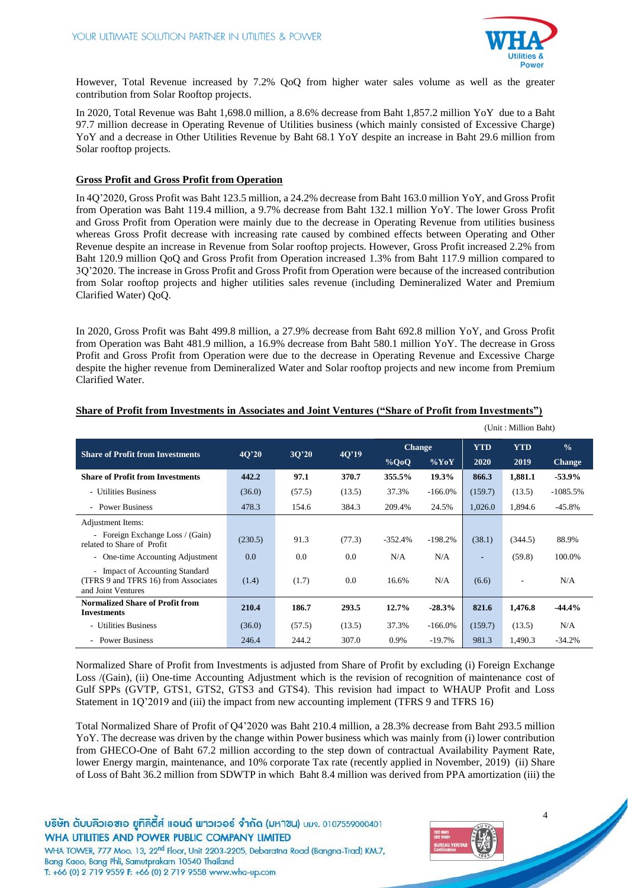However, Total Revenue increased by 7.2% QoQ from higher water sales volume as well as the greater contribution from Solar Rooftop projects.

In 2020, Total Revenue was Baht 1,698.0 million, a 8.6% decrease from Baht 1,857.2 million YoY due to a Baht 97.7 million decrease in Operating Revenue of Utilities business (which mainly consisted of Excessive Charge) YoY and a decrease in Other Utilities Revenue by Baht 68.1 YoY despite an increase in Baht 29.6 million from Solar rooftop projects.

**Gross Profit and Gross Profit from Operation**

In 4Q'2020, Gross Profit was Baht 123.5 million, a 24.2% decrease from Baht 163.0 million YoY, and Gross Profit from Operation was Baht 119.4 million, a 9.7% decrease from Baht 132.1 million YoY. The lower Gross Profit and Gross Profit from Operation were mainly due to the decrease in Operating Revenue from utilities business whereas Gross Profit decrease with increasing rate caused by combined effects between Operating and Other Revenue despite an increase in Revenue from Solar rooftop projects. However, Gross Profit increased 2.2% from Baht 120.9 million QoQ and Gross Profit from Operation increased 1.3% from Baht 117.9 million compared to 3Q'2020. The increase in Gross Profit and Gross Profit from Operation were because of the increased contribution from Solar rooftop projects and higher utilities sales revenue (including Demineralized Water and Premium Clarified Water) QoQ.

In 2020, Gross Profit was Baht 499.8 million, a 27.9% decrease from Baht 692.8 million YoY, and Gross Profit from Operation was Baht 481.9 million, a 16.9% decrease from Baht 580.1 million YoY. The decrease in Gross Profit and Gross Profit from Operation were due to the decrease in Operating Revenue and Excessive Charge despite the higher revenue from Demineralized Water and Solar rooftop projects and new income from Premium Clarified Water.

**Share of Profit from Investments in Associates and Joint Ventures ("Share of Profit from Investments")**

(Unit : Million Baht)

| Share of Profit from Investments | 4Q'20 | 3Q'20 | 4Q'19 | Change | | YTD | YTD | % |
|---|---|---|---|---|---|---|---|---|
| | | | | %QoQ | %YoY | 2020 | 2019 | Change |
| **Share of Profit from Investments** | **442.2** | **97.1** | **370.7** | **355.5%** | **19.3%** | **866.3** | **1,881.1** | **-53.9%** |
| - Utilities Business | (36.0) | (57.5) | (13.5) | 37.3% | -166.0% | (159.7) | (13.5) | -1085.5% |
| - Power Business | 478.3 | 154.6 | 384.3 | 209.4% | 24.5% | 1,026.0 | 1,894.6 | -45.8% |
| Adjustment Items: | | | | | | | | |
| - Foreign Exchange Loss / (Gain) related to Share of Profit | (230.5) | 91.3 | (77.3) | -352.4% | -198.2% | (38.1) | (344.5) | 88.9% |
| - One-time Accounting Adjustment | 0.0 | 0.0 | 0.0 | N/A | N/A | - | (59.8) | 100.0% |
| - Impact of Accounting Standard (TFRS 9 and TFRS 16) from Associates and Joint Ventures | (1.4) | (1.7) | 0.0 | 16.6% | N/A | (6.6) | - | N/A |
| **Normalized Share of Profit from Investments** | **210.4** | **186.7** | **293.5** | **12.7%** | **-28.3%** | **821.6** | **1,476.8** | **-44.4%** |
| - Utilities Business | (36.0) | (57.5) | (13.5) | 37.3% | -166.0% | (159.7) | (13.5) | N/A |
| - Power Business | 246.4 | 244.2 | 307.0 | 0.9% | -19.7% | 981.3 | 1,490.3 | -34.2% |

Normalized Share of Profit from Investments is adjusted from Share of Profit by excluding (i) Foreign Exchange Loss /(Gain), (ii) One-time Accounting Adjustment which is the revision of recognition of maintenance cost of Gulf SPPs (GVTP, GTS1, GTS2, GTS3 and GTS4). This revision had impact to WHAUP Profit and Loss Statement in 1Q'2019 and (iii) the impact from new accounting implement (TFRS 9 and TFRS 16)

Total Normalized Share of Profit of Q4'2020 was Baht 210.4 million, a 28.3% decrease from Baht 293.5 million YoY. The decrease was driven by the change within Power business which was mainly from (i) lower contribution from GHECO-One of Baht 67.2 million according to the step down of contractual Availability Payment Rate, lower Energy margin, maintenance, and 10% corporate Tax rate (recently applied in November, 2019) (ii) Share of Loss of Baht 36.2 million from SDWTP in which Baht 8.4 million was derived from PPA amortization (iii) the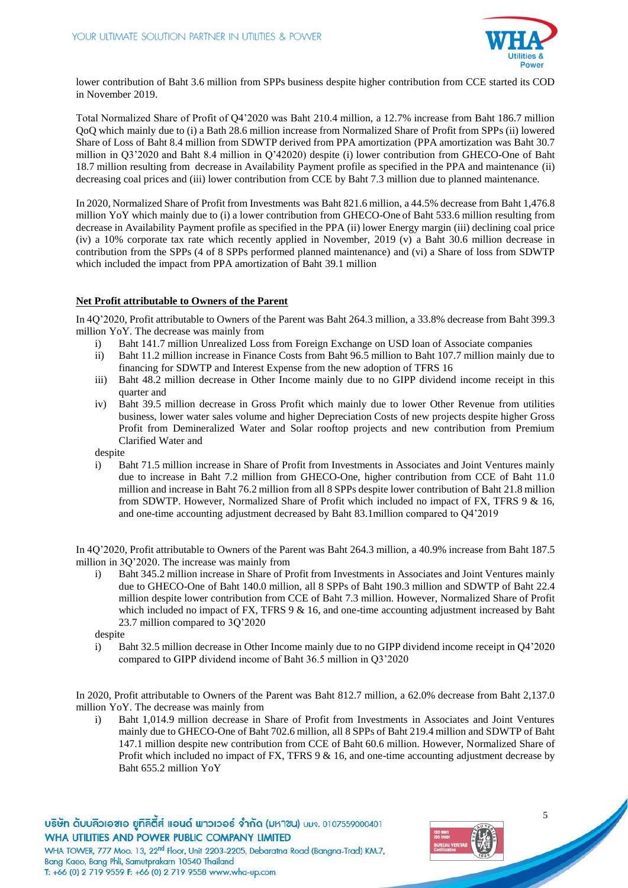lower contribution of Baht 3.6 million from SPPs business despite higher contribution from CCE started its COD in November 2019.

Total Normalized Share of Profit of Q4'2020 was Baht 210.4 million, a 12.7% increase from Baht 186.7 million QoQ which mainly due to (i) a Bath 28.6 million increase from Normalized Share of Profit from SPPs (ii) lowered Share of Loss of Baht 8.4 million from SDWTP derived from PPA amortization (PPA amortization was Baht 30.7 million in Q3'2020 and Baht 8.4 million in Q'42020) despite (i) lower contribution from GHECO-One of Baht 18.7 million resulting from decrease in Availability Payment profile as specified in the PPA and maintenance (ii) decreasing coal prices and (iii) lower contribution from CCE by Baht 7.3 million due to planned maintenance.

In 2020, Normalized Share of Profit from Investments was Baht 821.6 million, a 44.5% decrease from Baht 1,476.8 million YoY which mainly due to (i) a lower contribution from GHECO-One of Baht 533.6 million resulting from decrease in Availability Payment profile as specified in the PPA (ii) lower Energy margin (iii) declining coal price (iv) a 10% corporate tax rate which recently applied in November, 2019 (v) a Baht 30.6 million decrease in contribution from the SPPs (4 of 8 SPPs performed planned maintenance) and (vi) a Share of loss from SDWTP which included the impact from PPA amortization of Baht 39.1 million

**Net Profit attributable to Owners of the Parent**

In 4Q'2020, Profit attributable to Owners of the Parent was Baht 264.3 million, a 33.8% decrease from Baht 399.3 million YoY. The decrease was mainly from

i) Baht 141.7 million Unrealized Loss from Foreign Exchange on USD loan of Associate companies
ii) Baht 11.2 million increase in Finance Costs from Baht 96.5 million to Baht 107.7 million mainly due to financing for SDWTP and Interest Expense from the new adoption of TFRS 16
iii) Baht 48.2 million decrease in Other Income mainly due to no GIPP dividend income receipt in this quarter and
iv) Baht 39.5 million decrease in Gross Profit which mainly due to lower Other Revenue from utilities business, lower water sales volume and higher Depreciation Costs of new projects despite higher Gross Profit from Demineralized Water and Solar rooftop projects and new contribution from Premium Clarified Water and

despite

i) Baht 71.5 million increase in Share of Profit from Investments in Associates and Joint Ventures mainly due to increase in Baht 7.2 million from GHECO-One, higher contribution from CCE of Baht 11.0 million and increase in Baht 76.2 million from all 8 SPPs despite lower contribution of Baht 21.8 million from SDWTP. However, Normalized Share of Profit which included no impact of FX, TFRS 9 & 16, and one-time accounting adjustment decreased by Baht 83.1million compared to Q4'2019

In 4Q'2020, Profit attributable to Owners of the Parent was Baht 264.3 million, a 40.9% increase from Baht 187.5 million in 3Q'2020. The increase was mainly from

i) Baht 345.2 million increase in Share of Profit from Investments in Associates and Joint Ventures mainly due to GHECO-One of Baht 140.0 million, all 8 SPPs of Baht 190.3 million and SDWTP of Baht 22.4 million despite lower contribution from CCE of Baht 7.3 million. However, Normalized Share of Profit which included no impact of FX, TFRS 9 & 16, and one-time accounting adjustment increased by Baht 23.7 million compared to 3Q'2020

despite

i) Baht 32.5 million decrease in Other Income mainly due to no GIPP dividend income receipt in Q4'2020 compared to GIPP dividend income of Baht 36.5 million in Q3'2020

In 2020, Profit attributable to Owners of the Parent was Baht 812.7 million, a 62.0% decrease from Baht 2,137.0 million YoY. The decrease was mainly from

i) Baht 1,014.9 million decrease in Share of Profit from Investments in Associates and Joint Ventures mainly due to GHECO-One of Baht 702.6 million, all 8 SPPs of Baht 219.4 million and SDWTP of Baht 147.1 million despite new contribution from CCE of Baht 60.6 million. However, Normalized Share of Profit which included no impact of FX, TFRS 9 & 16, and one-time accounting adjustment decrease by Baht 655.2 million YoY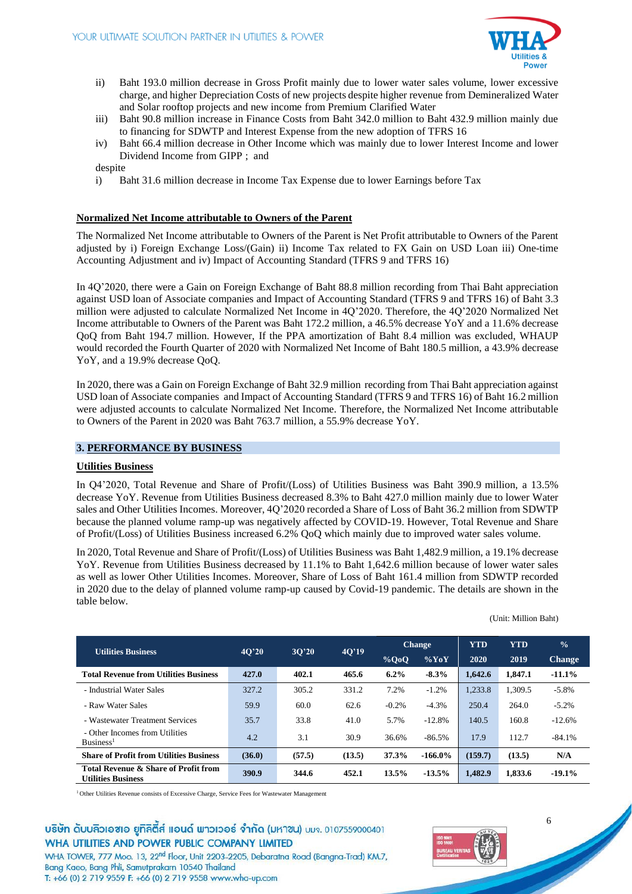ii) Baht 193.0 million decrease in Gross Profit mainly due to lower water sales volume, lower excessive charge, and higher Depreciation Costs of new projects despite higher revenue from Demineralized Water and Solar rooftop projects and new income from Premium Clarified Water

iii) Baht 90.8 million increase in Finance Costs from Baht 342.0 million to Baht 432.9 million mainly due to financing for SDWTP and Interest Expense from the new adoption of TFRS 16

iv) Baht 66.4 million decrease in Other Income which was mainly due to lower Interest Income and lower Dividend Income from GIPP ; and

despite

i) Baht 31.6 million decrease in Income Tax Expense due to lower Earnings before Tax

**Normalized Net Income attributable to Owners of the Parent**

The Normalized Net Income attributable to Owners of the Parent is Net Profit attributable to Owners of the Parent adjusted by i) Foreign Exchange Loss/(Gain) ii) Income Tax related to FX Gain on USD Loan iii) One-time Accounting Adjustment and iv) Impact of Accounting Standard (TFRS 9 and TFRS 16)

In 4Q'2020, there were a Gain on Foreign Exchange of Baht 88.8 million recording from Thai Baht appreciation against USD loan of Associate companies and Impact of Accounting Standard (TFRS 9 and TFRS 16) of Baht 3.3 million were adjusted to calculate Normalized Net Income in 4Q'2020. Therefore, the 4Q'2020 Normalized Net Income attributable to Owners of the Parent was Baht 172.2 million, a 46.5% decrease YoY and a 11.6% decrease QoQ from Baht 194.7 million. However, If the PPA amortization of Baht 8.4 million was excluded, WHAUP would recorded the Fourth Quarter of 2020 with Normalized Net Income of Baht 180.5 million, a 43.9% decrease YoY, and a 19.9% decrease QoQ.

In 2020, there was a Gain on Foreign Exchange of Baht 32.9 million recording from Thai Baht appreciation against USD loan of Associate companies and Impact of Accounting Standard (TFRS 9 and TFRS 16) of Baht 16.2 million were adjusted accounts to calculate Normalized Net Income. Therefore, the Normalized Net Income attributable to Owners of the Parent in 2020 was Baht 763.7 million, a 55.9% decrease YoY.

## 3. PERFORMANCE BY BUSINESS

**Utilities Business**

In Q4'2020, Total Revenue and Share of Profit/(Loss) of Utilities Business was Baht 390.9 million, a 13.5% decrease YoY. Revenue from Utilities Business decreased 8.3% to Baht 427.0 million mainly due to lower Water sales and Other Utilities Incomes. Moreover, 4Q'2020 recorded a Share of Loss of Baht 36.2 million from SDWTP because the planned volume ramp-up was negatively affected by COVID-19. However, Total Revenue and Share of Profit/(Loss) of Utilities Business increased 6.2% QoQ which mainly due to improved water sales volume.

In 2020, Total Revenue and Share of Profit/(Loss) of Utilities Business was Baht 1,482.9 million, a 19.1% decrease YoY. Revenue from Utilities Business decreased by 11.1% to Baht 1,642.6 million because of lower water sales as well as lower Other Utilities Incomes. Moreover, Share of Loss of Baht 161.4 million from SDWTP recorded in 2020 due to the delay of planned volume ramp-up caused by Covid-19 pandemic. The details are shown in the table below.

(Unit: Million Baht)

| Utilities Business | 4Q'20 | 3Q'20 | 4Q'19 | Change | | YTD | YTD | % |
|---|---|---|---|---|---|---|---|---|
| | | | | %QoQ | %YoY | 2020 | 2019 | Change |
| **Total Revenue from Utilities Business** | **427.0** | **402.1** | **465.6** | **6.2%** | **-8.3%** | **1,642.6** | **1,847.1** | **-11.1%** |
| - Industrial Water Sales | 327.2 | 305.2 | 331.2 | 7.2% | -1.2% | 1,233.8 | 1,309.5 | -5.8% |
| - Raw Water Sales | 59.9 | 60.0 | 62.6 | -0.2% | -4.3% | 250.4 | 264.0 | -5.2% |
| - Wastewater Treatment Services | 35.7 | 33.8 | 41.0 | 5.7% | -12.8% | 140.5 | 160.8 | -12.6% |
| - Other Incomes from Utilities Business[1] | 4.2 | 3.1 | 30.9 | 36.6% | -86.5% | 17.9 | 112.7 | -84.1% |
| **Share of Profit from Utilities Business** | **(36.0)** | **(57.5)** | **(13.5)** | **37.3%** | **-166.0%** | **(159.7)** | **(13.5)** | **N/A** |
| **Total Revenue & Share of Profit from Utilities Business** | **390.9** | **344.6** | **452.1** | **13.5%** | **-13.5%** | **1,482.9** | **1,833.6** | **-19.1%** |

[1] Other Utilities Revenue consists of Excessive Charge, Service Fees for Wastewater Management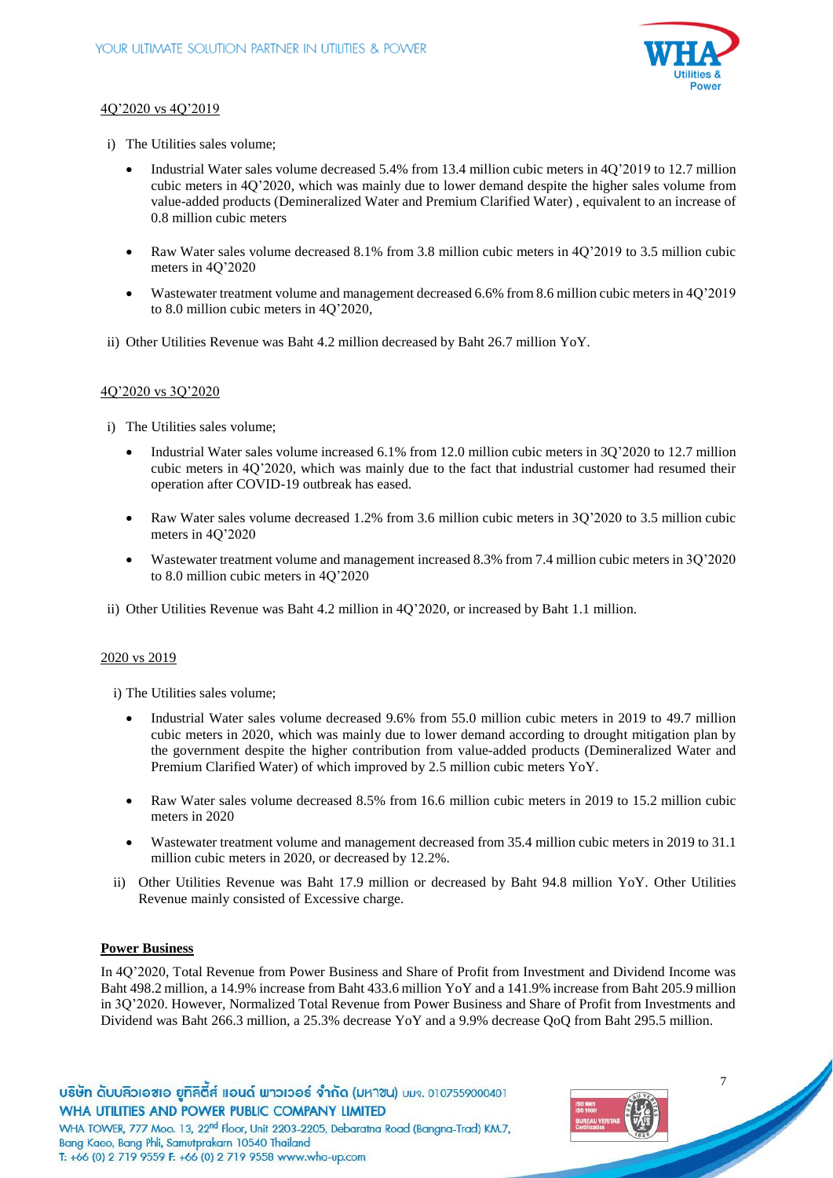4Q'2020 vs 4Q'2019

i) The Utilities sales volume;

- Industrial Water sales volume decreased 5.4% from 13.4 million cubic meters in 4Q'2019 to 12.7 million cubic meters in 4Q'2020, which was mainly due to lower demand despite the higher sales volume from value-added products (Demineralized Water and Premium Clarified Water) , equivalent to an increase of 0.8 million cubic meters

- Raw Water sales volume decreased 8.1% from 3.8 million cubic meters in 4Q'2019 to 3.5 million cubic meters in 4Q'2020

- Wastewater treatment volume and management decreased 6.6% from 8.6 million cubic meters in 4Q'2019 to 8.0 million cubic meters in 4Q'2020,

ii) Other Utilities Revenue was Baht 4.2 million decreased by Baht 26.7 million YoY.

4Q'2020 vs 3Q'2020

i) The Utilities sales volume;

- Industrial Water sales volume increased 6.1% from 12.0 million cubic meters in 3Q'2020 to 12.7 million cubic meters in 4Q'2020, which was mainly due to the fact that industrial customer had resumed their operation after COVID-19 outbreak has eased.

- Raw Water sales volume decreased 1.2% from 3.6 million cubic meters in 3Q'2020 to 3.5 million cubic meters in 4Q'2020

- Wastewater treatment volume and management increased 8.3% from 7.4 million cubic meters in 3Q'2020 to 8.0 million cubic meters in 4Q'2020

ii) Other Utilities Revenue was Baht 4.2 million in 4Q'2020, or increased by Baht 1.1 million.

2020 vs 2019

i) The Utilities sales volume;

- Industrial Water sales volume decreased 9.6% from 55.0 million cubic meters in 2019 to 49.7 million cubic meters in 2020, which was mainly due to lower demand according to drought mitigation plan by the government despite the higher contribution from value-added products (Demineralized Water and Premium Clarified Water) of which improved by 2.5 million cubic meters YoY.

- Raw Water sales volume decreased 8.5% from 16.6 million cubic meters in 2019 to 15.2 million cubic meters in 2020

- Wastewater treatment volume and management decreased from 35.4 million cubic meters in 2019 to 31.1 million cubic meters in 2020, or decreased by 12.2%.

ii) Other Utilities Revenue was Baht 17.9 million or decreased by Baht 94.8 million YoY. Other Utilities Revenue mainly consisted of Excessive charge.

**Power Business**

In 4Q'2020, Total Revenue from Power Business and Share of Profit from Investment and Dividend Income was Baht 498.2 million, a 14.9% increase from Baht 433.6 million YoY and a 141.9% increase from Baht 205.9 million in 3Q'2020. However, Normalized Total Revenue from Power Business and Share of Profit from Investments and Dividend was Baht 266.3 million, a 25.3% decrease YoY and a 9.9% decrease QoQ from Baht 295.5 million.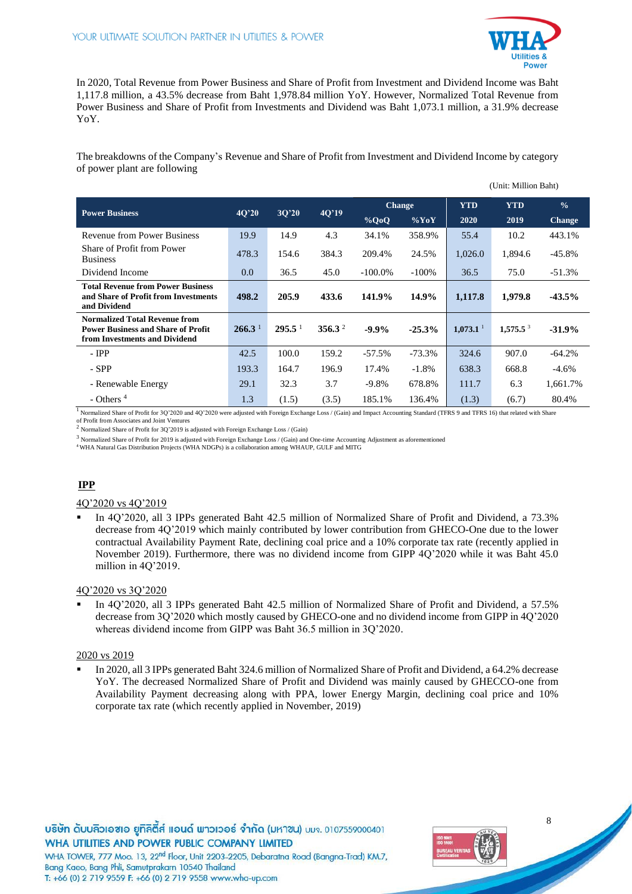In 2020, Total Revenue from Power Business and Share of Profit from Investment and Dividend Income was Baht 1,117.8 million, a 43.5% decrease from Baht 1,978.84 million YoY. However, Normalized Total Revenue from Power Business and Share of Profit from Investments and Dividend was Baht 1,073.1 million, a 31.9% decrease YoY.

The breakdowns of the Company's Revenue and Share of Profit from Investment and Dividend Income by category of power plant are following

(Unit: Million Baht)

| Power Business | 4Q'20 | 3Q'20 | 4Q'19 | Change | | YTD | YTD | % |
|---|---|---|---|---|---|---|---|---|
| | | | | %QoQ | %YoY | 2020 | 2019 | Change |
| Revenue from Power Business | 19.9 | 14.9 | 4.3 | 34.1% | 358.9% | 55.4 | 10.2 | 443.1% |
| Share of Profit from Power Business | 478.3 | 154.6 | 384.3 | 209.4% | 24.5% | 1,026.0 | 1,894.6 | -45.8% |
| Dividend Income | 0.0 | 36.5 | 45.0 | -100.0% | -100% | 36.5 | 75.0 | -51.3% |
| **Total Revenue from Power Business and Share of Profit from Investments and Dividend** | **498.2** | **205.9** | **433.6** | **141.9%** | **14.9%** | **1,117.8** | **1,979.8** | **-43.5%** |
| **Normalized Total Revenue from Power Business and Share of Profit from Investments and Dividend** | **266.3** [1] | **295.5** [1] | **356.3** [2] | **-9.9%** | **-25.3%** | **1,073.1** [1] | **1,575.5** [3] | **-31.9%** |
| - IPP | 42.5 | 100.0 | 159.2 | -57.5% | -73.3% | 324.6 | 907.0 | -64.2% |
| - SPP | 193.3 | 164.7 | 196.9 | 17.4% | -1.8% | 638.3 | 668.8 | -4.6% |
| - Renewable Energy | 29.1 | 32.3 | 3.7 | -9.8% | 678.8% | 111.7 | 6.3 | 1,661.7% |
| - Others [4] | 1.3 | (1.5) | (3.5) | 185.1% | 136.4% | (1.3) | (6.7) | 80.4% |

[1] Normalized Share of Profit for 3Q'2020 and 4Q'2020 were adjusted with Foreign Exchange Loss / (Gain) and Impact Accounting Standard (TFRS 9 and TFRS 16) that related with Share of Profit from Associates and Joint Ventures

[2] Normalized Share of Profit for 3Q'2019 is adjusted with Foreign Exchange Loss / (Gain)

[3] Normalized Share of Profit for 2019 is adjusted with Foreign Exchange Loss / (Gain) and One-time Accounting Adjustment as aforementioned

[4] WHA Natural Gas Distribution Projects (WHA NDGPs) is a collaboration among WHAUP, GULF and MITG

## IPP

4Q'2020 vs 4Q'2019

- In 4Q'2020, all 3 IPPs generated Baht 42.5 million of Normalized Share of Profit and Dividend, a 73.3% decrease from 4Q'2019 which mainly contributed by lower contribution from GHECO-One due to the lower contractual Availability Payment Rate, declining coal price and a 10% corporate tax rate (recently applied in November 2019). Furthermore, there was no dividend income from GIPP 4Q'2020 while it was Baht 45.0 million in 4Q'2019.

4Q'2020 vs 3Q'2020

- In 4Q'2020, all 3 IPPs generated Baht 42.5 million of Normalized Share of Profit and Dividend, a 57.5% decrease from 3Q'2020 which mostly caused by GHECO-one and no dividend income from GIPP in 4Q'2020 whereas dividend income from GIPP was Baht 36.5 million in 3Q'2020.

2020 vs 2019

- In 2020, all 3 IPPs generated Baht 324.6 million of Normalized Share of Profit and Dividend, a 64.2% decrease YoY. The decreased Normalized Share of Profit and Dividend was mainly caused by GHECCO-one from Availability Payment decreasing along with PPA, lower Energy Margin, declining coal price and 10% corporate tax rate (which recently applied in November, 2019)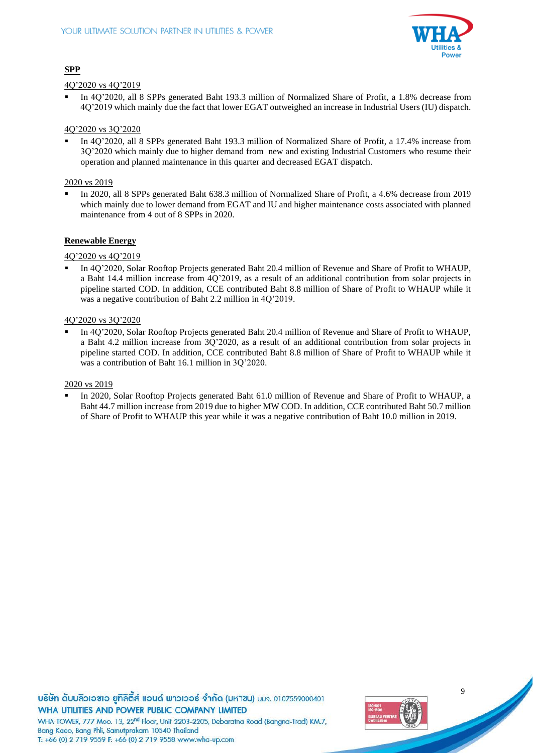**SPP**

4Q'2020 vs 4Q'2019

- In 4Q'2020, all 8 SPPs generated Baht 193.3 million of Normalized Share of Profit, a 1.8% decrease from 4Q'2019 which mainly due the fact that lower EGAT outweighed an increase in Industrial Users (IU) dispatch.

4Q'2020 vs 3Q'2020

- In 4Q'2020, all 8 SPPs generated Baht 193.3 million of Normalized Share of Profit, a 17.4% increase from 3Q'2020 which mainly due to higher demand from new and existing Industrial Customers who resume their operation and planned maintenance in this quarter and decreased EGAT dispatch.

2020 vs 2019

- In 2020, all 8 SPPs generated Baht 638.3 million of Normalized Share of Profit, a 4.6% decrease from 2019 which mainly due to lower demand from EGAT and IU and higher maintenance costs associated with planned maintenance from 4 out of 8 SPPs in 2020.

**Renewable Energy**

4Q'2020 vs 4Q'2019

- In 4Q'2020, Solar Rooftop Projects generated Baht 20.4 million of Revenue and Share of Profit to WHAUP, a Baht 14.4 million increase from 4Q'2019, as a result of an additional contribution from solar projects in pipeline started COD. In addition, CCE contributed Baht 8.8 million of Share of Profit to WHAUP while it was a negative contribution of Baht 2.2 million in 4Q'2019.

4Q'2020 vs 3Q'2020

- In 4Q'2020, Solar Rooftop Projects generated Baht 20.4 million of Revenue and Share of Profit to WHAUP, a Baht 4.2 million increase from 3Q'2020, as a result of an additional contribution from solar projects in pipeline started COD. In addition, CCE contributed Baht 8.8 million of Share of Profit to WHAUP while it was a contribution of Baht 16.1 million in 3Q'2020.

2020 vs 2019

- In 2020, Solar Rooftop Projects generated Baht 61.0 million of Revenue and Share of Profit to WHAUP, a Baht 44.7 million increase from 2019 due to higher MW COD. In addition, CCE contributed Baht 50.7 million of Share of Profit to WHAUP this year while it was a negative contribution of Baht 10.0 million in 2019.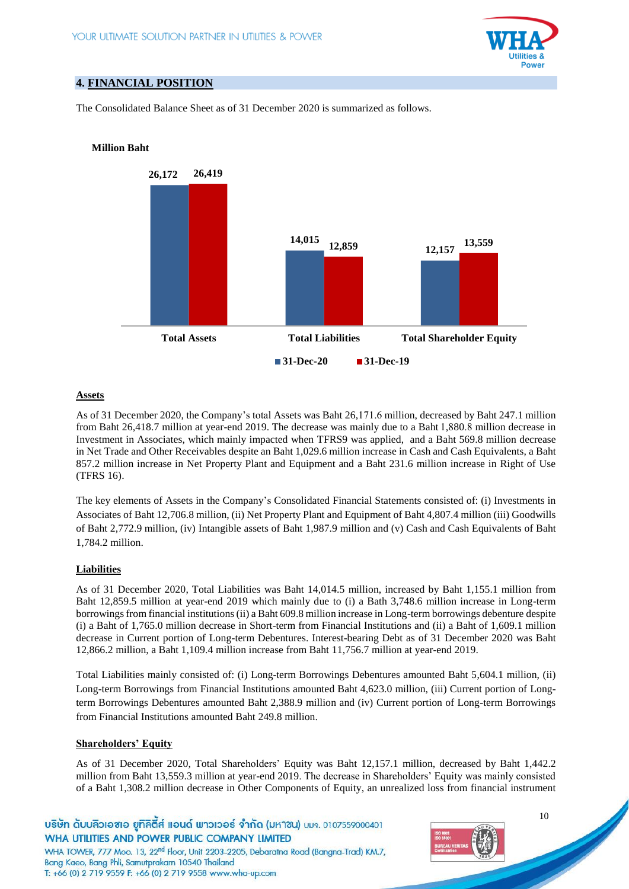## 4. FINANCIAL POSITION

The Consolidated Balance Sheet as of 31 December 2020 is summarized as follows.

**Million Baht**

| | 31-Dec-20 | 31-Dec-19 |
|---|---|---|
| Total Assets | 26,172 | 26,419 |
| Total Liabilities | 14,015 | 12,859 |
| Total Shareholder Equity | 12,157 | 13,559 |

**Assets**

As of 31 December 2020, the Company's total Assets was Baht 26,171.6 million, decreased by Baht 247.1 million from Baht 26,418.7 million at year-end 2019. The decrease was mainly due to a Baht 1,880.8 million decrease in Investment in Associates, which mainly impacted when TFRS9 was applied, and a Baht 569.8 million decrease in Net Trade and Other Receivables despite an Baht 1,029.6 million increase in Cash and Cash Equivalents, a Baht 857.2 million increase in Net Property Plant and Equipment and a Baht 231.6 million increase in Right of Use (TFRS 16).

The key elements of Assets in the Company's Consolidated Financial Statements consisted of: (i) Investments in Associates of Baht 12,706.8 million, (ii) Net Property Plant and Equipment of Baht 4,807.4 million (iii) Goodwills of Baht 2,772.9 million, (iv) Intangible assets of Baht 1,987.9 million and (v) Cash and Cash Equivalents of Baht 1,784.2 million.

**Liabilities**

As of 31 December 2020, Total Liabilities was Baht 14,014.5 million, increased by Baht 1,155.1 million from Baht 12,859.5 million at year-end 2019 which mainly due to (i) a Bath 3,748.6 million increase in Long-term borrowings from financial institutions (ii) a Baht 609.8 million increase in Long-term borrowings debenture despite (i) a Baht of 1,765.0 million decrease in Short-term from Financial Institutions and (ii) a Baht of 1,609.1 million decrease in Current portion of Long-term Debentures. Interest-bearing Debt as of 31 December 2020 was Baht 12,866.2 million, a Baht 1,109.4 million increase from Baht 11,756.7 million at year-end 2019.

Total Liabilities mainly consisted of: (i) Long-term Borrowings Debentures amounted Baht 5,604.1 million, (ii) Long-term Borrowings from Financial Institutions amounted Baht 4,623.0 million, (iii) Current portion of Long-term Borrowings Debentures amounted Baht 2,388.9 million and (iv) Current portion of Long-term Borrowings from Financial Institutions amounted Baht 249.8 million.

**Shareholders' Equity**

As of 31 December 2020, Total Shareholders' Equity was Baht 12,157.1 million, decreased by Baht 1,442.2 million from Baht 13,559.3 million at year-end 2019. The decrease in Shareholders' Equity was mainly consisted of a Baht 1,308.2 million decrease in Other Components of Equity, an unrealized loss from financial instrument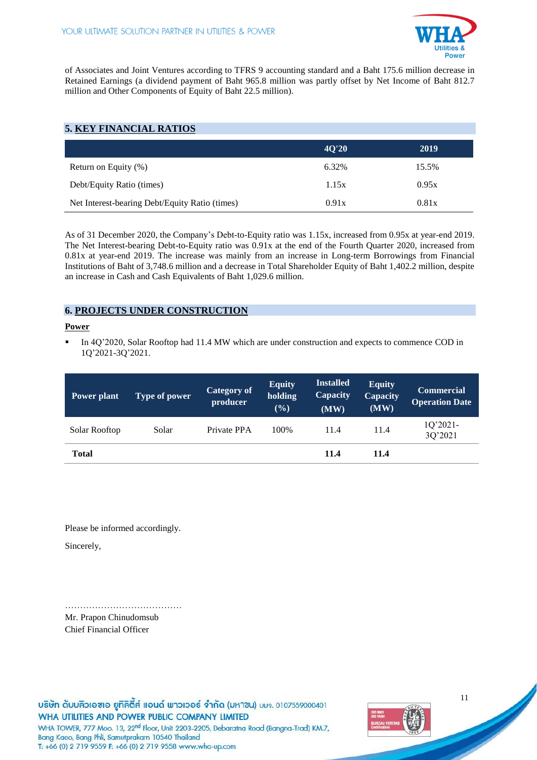of Associates and Joint Ventures according to TFRS 9 accounting standard and a Baht 175.6 million decrease in Retained Earnings (a dividend payment of Baht 965.8 million was partly offset by Net Income of Baht 812.7 million and Other Components of Equity of Baht 22.5 million).

## 5. KEY FINANCIAL RATIOS

| | 4Q'20 | 2019 |
|---|---|---|
| Return on Equity (%) | 6.32% | 15.5% |
| Debt/Equity Ratio (times) | 1.15x | 0.95x |
| Net Interest-bearing Debt/Equity Ratio (times) | 0.91x | 0.81x |

As of 31 December 2020, the Company's Debt-to-Equity ratio was 1.15x, increased from 0.95x at year-end 2019. The Net Interest-bearing Debt-to-Equity ratio was 0.91x at the end of the Fourth Quarter 2020, increased from 0.81x at year-end 2019. The increase was mainly from an increase in Long-term Borrowings from Financial Institutions of Baht 3,748.6 million and a decrease in Total Shareholder Equity of Baht 1,402.2 million, despite an increase in Cash and Cash Equivalents of Baht 1,029.6 million.

## 6. PROJECTS UNDER CONSTRUCTION

**Power**

- In 4Q'2020, Solar Rooftop had 11.4 MW which are under construction and expects to commence COD in 1Q'2021-3Q'2021.

| Power plant | Type of power | Category of producer | Equity holding (%) | Installed Capacity (MW) | Equity Capacity (MW) | Commercial Operation Date |
|---|---|---|---|---|---|---|
| Solar Rooftop | Solar | Private PPA | 100% | 11.4 | 11.4 | 1Q'2021-3Q'2021 |
| **Total** | | | | **11.4** | **11.4** | |

Please be informed accordingly.

Sincerely,

…………………………………

Mr. Prapon Chinudomsub
Chief Financial Officer

บริษัท ดับบลิวเอชเอ ยูทิลิตี้ส์ แอนด์ พาวเวอร์ จำกัด (มหาชน) บมจ. 0107559000401
WHA UTILITIES AND POWER PUBLIC COMPANY LIMITED
WHA TOWER, 777 Moo. 13, 22nd Floor, Unit 2203-2205, Debaratna Road (Bangna-Trad) KM.7, Bang Kaeo, Bang Phli, Samutprakarn 10540 Thailand
T: +66 (0) 2 719 9559 F: +66 (0) 2 719 9558 www.wha-up.com